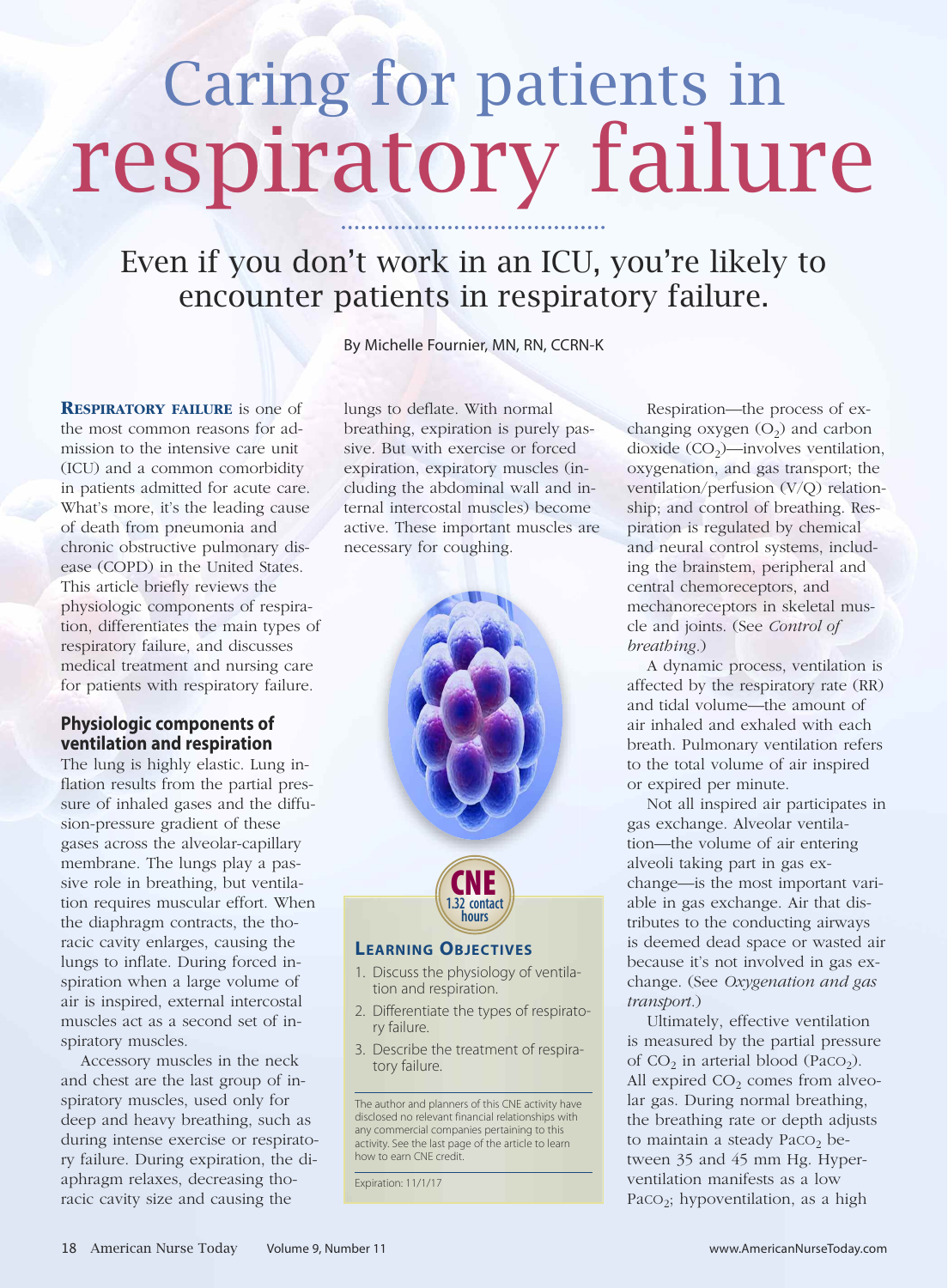# Caring for patients in respiratory failure

## Even if you don't work in an ICU, you're likely to encounter patients in respiratory failure.

By Michelle Fournier, MN, RN, CCRN-K

**RESPIRATORY FAILURE** is one of the most common reasons for admission to the intensive care unit (ICU) and a common comorbidity in patients admitted for acute care. What's more, it's the leading cause of death from pneumonia and chronic obstructive pulmonary disease (COPD) in the United States. This article briefly reviews the physiologic components of respiration, differentiates the main types of respiratory failure, and discusses medical treatment and nursing care for patients with respiratory failure.

### Physiologic components of ventilation and respiration

The lung is highly elastic. Lung inflation results from the partial pressure of inhaled gases and the diffusion-pressure gradient of these gases across the alveolar-capillary membrane. The lungs play a passive role in breathing, but ventilation requires muscular effort. When the diaphragm contracts, the thoracic cavity enlarges, causing the lungs to inflate. During forced inspiration when a large volume of air is inspired, external intercostal muscles act as a second set of inspiratory muscles.

Accessory muscles in the neck and chest are the last group of inspiratory muscles, used only for deep and heavy breathing, such as during intense exercise or respiratory failure. During expiration, the diaphragm relaxes, decreasing thoracic cavity size and causing the lungs to deflate. With normal breathing, expiration is purely passive. But with exercise or forced expiration, expiratory muscles (including the abdominal wall and internal intercostal muscles) become active. These important muscles are necessary for coughing.

**CNE**
**1.32 contact hours**

**LEARNING OBJECTIVES**

1. Discuss the physiology of ventilation and respiration.
2. Differentiate the types of respiratory failure.
3. Describe the treatment of respiratory failure.

The author and planners of this CNE activity have disclosed no relevant financial relationships with any commercial companies pertaining to this activity. See the last page of the article to learn how to earn CNE credit.

Expiration: 11/1/17

Respiration—the process of exchanging oxygen ($O_2$) and carbon dioxide ($CO_2$)—involves ventilation, oxygenation, and gas transport; the ventilation/perfusion (V/Q) relationship; and control of breathing. Respiration is regulated by chemical and neural control systems, including the brainstem, peripheral and central chemoreceptors, and mechanoreceptors in skeletal muscle and joints. (See *Control of breathing*.)

A dynamic process, ventilation is affected by the respiratory rate (RR) and tidal volume—the amount of air inhaled and exhaled with each breath. Pulmonary ventilation refers to the total volume of air inspired or expired per minute.

Not all inspired air participates in gas exchange. Alveolar ventilation—the volume of air entering alveoli taking part in gas exchange—is the most important variable in gas exchange. Air that distributes to the conducting airways is deemed dead space or wasted air because it's not involved in gas exchange. (See *Oxygenation and gas transport*.)

Ultimately, effective ventilation is measured by the partial pressure of $CO_2$ in arterial blood ($PaCO_2$). All expired $CO_2$ comes from alveolar gas. During normal breathing, the breathing rate or depth adjusts to maintain a steady $PaCO_2$ between 35 and 45 mm Hg. Hyperventilation manifests as a low $PaCO_2$; hypoventilation, as a high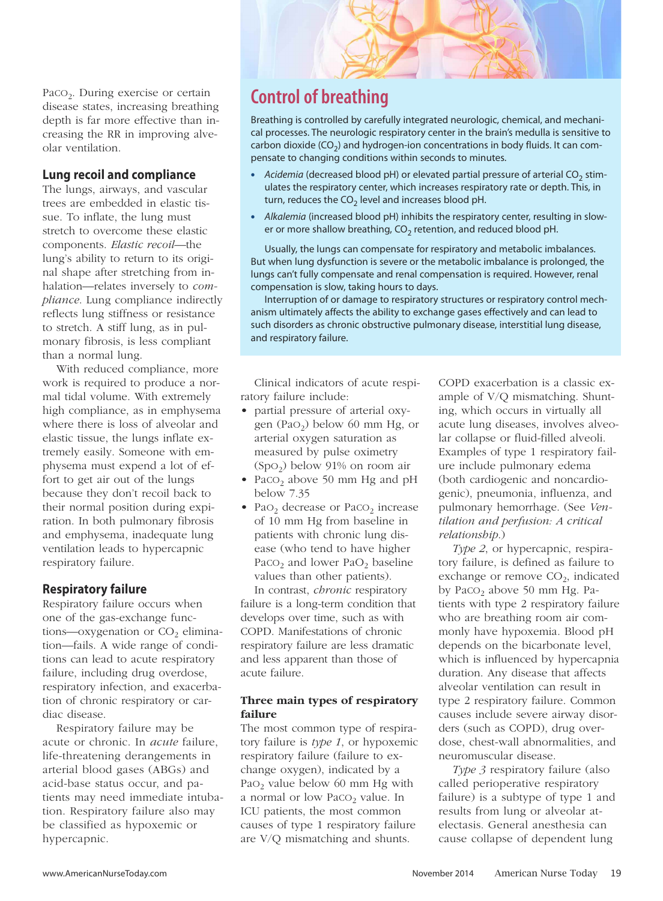$Paco_2$. During exercise or certain disease states, increasing breathing depth is far more effective than increasing the RR in improving alveolar ventilation.

### Lung recoil and compliance

The lungs, airways, and vascular trees are embedded in elastic tissue. To inflate, the lung must stretch to overcome these elastic components. *Elastic recoil*—the lung's ability to return to its original shape after stretching from inhalation—relates inversely to *compliance*. Lung compliance indirectly reflects lung stiffness or resistance to stretch. A stiff lung, as in pulmonary fibrosis, is less compliant than a normal lung.

With reduced compliance, more work is required to produce a normal tidal volume. With extremely high compliance, as in emphysema where there is loss of alveolar and elastic tissue, the lungs inflate extremely easily. Someone with emphysema must expend a lot of effort to get air out of the lungs because they don't recoil back to their normal position during expiration. In both pulmonary fibrosis and emphysema, inadequate lung ventilation leads to hypercapnic respiratory failure.

### Respiratory failure

Respiratory failure occurs when one of the gas-exchange functions—oxygenation or $CO_2$ elimination—fails. A wide range of conditions can lead to acute respiratory failure, including drug overdose, respiratory infection, and exacerbation of chronic respiratory or cardiac disease.

Respiratory failure may be acute or chronic. In *acute* failure, life-threatening derangements in arterial blood gases (ABGs) and acid-base status occur, and patients may need immediate intubation. Respiratory failure also may be classified as hypoxemic or hypercapnic.

Clinical indicators of acute respiratory failure include:

- partial pressure of arterial oxygen ($Pao_2$) below 60 mm Hg, or arterial oxygen saturation as measured by pulse oximetry ($Spo_2$) below 91% on room air
- $Paco_2$ above 50 mm Hg and pH below 7.35
- $Pao_2$ decrease or $Paco_2$ increase of 10 mm Hg from baseline in patients with chronic lung disease (who tend to have higher $Paco_2$ and lower $Pao_2$ baseline values than other patients).

In contrast, *chronic* respiratory failure is a long-term condition that develops over time, such as with COPD. Manifestations of chronic respiratory failure are less dramatic and less apparent than those of acute failure.

**Three main types of respiratory failure**

The most common type of respiratory failure is *type 1*, or hypoxemic respiratory failure (failure to exchange oxygen), indicated by a $Pao_2$ value below 60 mm Hg with a normal or low $Paco_2$ value. In ICU patients, the most common causes of type 1 respiratory failure are V/Q mismatching and shunts. COPD exacerbation is a classic example of V/Q mismatching. Shunting, which occurs in virtually all acute lung diseases, involves alveolar collapse or fluid-filled alveoli. Examples of type 1 respiratory failure include pulmonary edema (both cardiogenic and noncardiogenic), pneumonia, influenza, and pulmonary hemorrhage. (See *Ventilation and perfusion: A critical relationship*.)

*Type 2*, or hypercapnic, respiratory failure, is defined as failure to exchange or remove $CO_2$, indicated by $Paco_2$ above 50 mm Hg. Patients with type 2 respiratory failure who are breathing room air commonly have hypoxemia. Blood pH depends on the bicarbonate level, which is influenced by hypercapnia duration. Any disease that affects alveolar ventilation can result in type 2 respiratory failure. Common causes include severe airway disorders (such as COPD), drug overdose, chest-wall abnormalities, and neuromuscular disease.

*Type 3* respiratory failure (also called perioperative respiratory failure) is a subtype of type 1 and results from lung or alveolar atelectasis. General anesthesia can cause collapse of dependent lung

## Control of breathing

Breathing is controlled by carefully integrated neurologic, chemical, and mechanical processes. The neurologic respiratory center in the brain's medulla is sensitive to carbon dioxide ($CO_2$) and hydrogen-ion concentrations in body fluids. It can compensate to changing conditions within seconds to minutes.

- *Acidemia* (decreased blood pH) or elevated partial pressure of arterial $CO_2$ stimulates the respiratory center, which increases respiratory rate or depth. This, in turn, reduces the $CO_2$ level and increases blood pH.
- *Alkalemia* (increased blood pH) inhibits the respiratory center, resulting in slower or more shallow breathing, $CO_2$ retention, and reduced blood pH.

Usually, the lungs can compensate for respiratory and metabolic imbalances. But when lung dysfunction is severe or the metabolic imbalance is prolonged, the lungs can't fully compensate and renal compensation is required. However, renal compensation is slow, taking hours to days.

Interruption of or damage to respiratory structures or respiratory control mechanism ultimately affects the ability to exchange gases effectively and can lead to such disorders as chronic obstructive pulmonary disease, interstitial lung disease, and respiratory failure.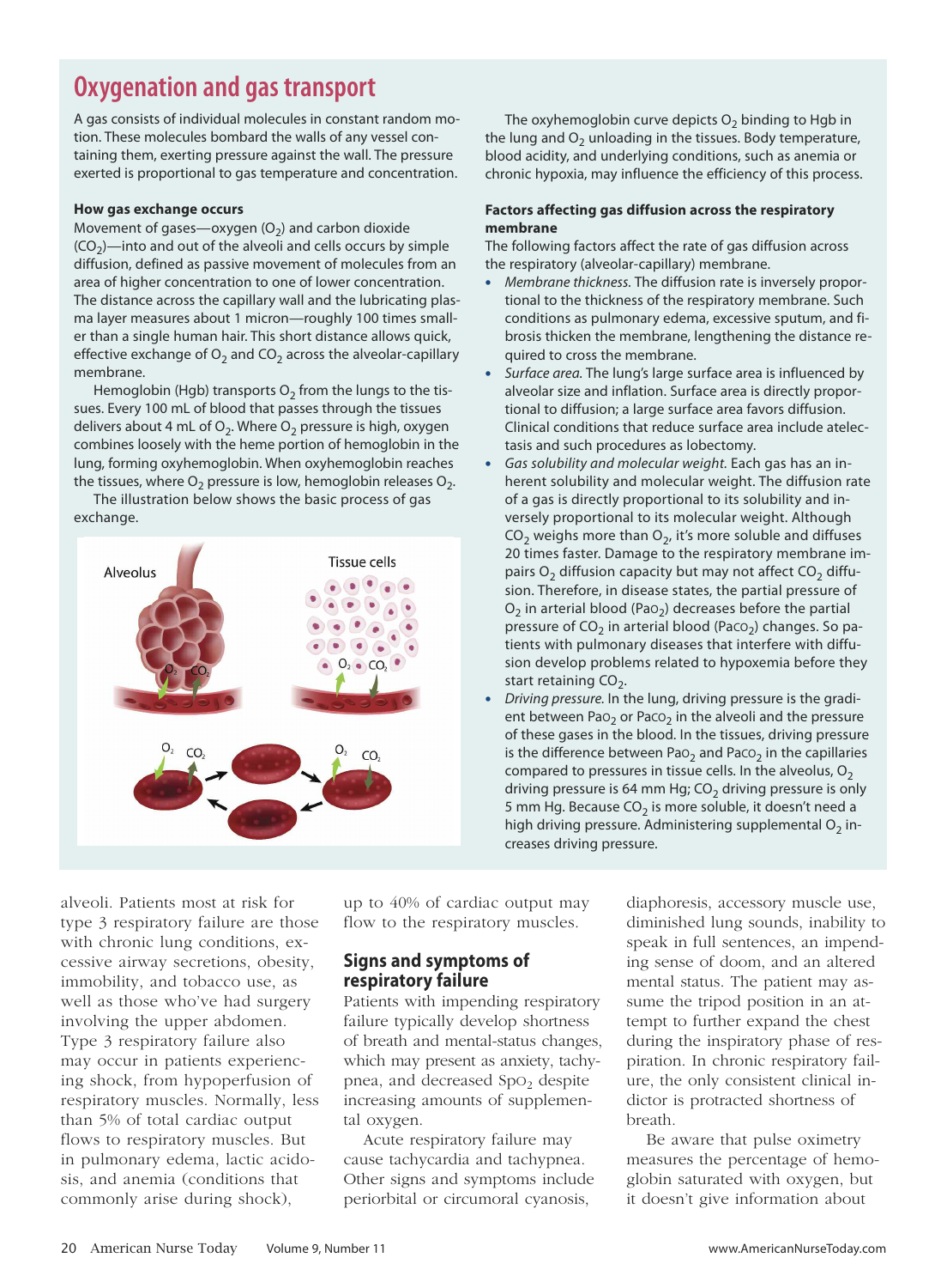## Oxygenation and gas transport

A gas consists of individual molecules in constant random motion. These molecules bombard the walls of any vessel containing them, exerting pressure against the wall. The pressure exerted is proportional to gas temperature and concentration.

**How gas exchange occurs**

Movement of gases—oxygen ($O_2$) and carbon dioxide ($CO_2$)—into and out of the alveoli and cells occurs by simple diffusion, defined as passive movement of molecules from an area of higher concentration to one of lower concentration. The distance across the capillary wall and the lubricating plasma layer measures about 1 micron—roughly 100 times smaller than a single human hair. This short distance allows quick, effective exchange of $O_2$ and $CO_2$ across the alveolar-capillary membrane.

Hemoglobin (Hgb) transports $O_2$ from the lungs to the tissues. Every 100 mL of blood that passes through the tissues delivers about 4 mL of $O_2$. Where $O_2$ pressure is high, oxygen combines loosely with the heme portion of hemoglobin in the lung, forming oxyhemoglobin. When oxyhemoglobin reaches the tissues, where $O_2$ pressure is low, hemoglobin releases $O_2$.

The illustration below shows the basic process of gas exchange.

The oxyhemoglobin curve depicts $O_2$ binding to Hgb in the lung and $O_2$ unloading in the tissues. Body temperature, blood acidity, and underlying conditions, such as anemia or chronic hypoxia, may influence the efficiency of this process.

**Factors affecting gas diffusion across the respiratory membrane**

The following factors affect the rate of gas diffusion across the respiratory (alveolar-capillary) membrane.

- *Membrane thickness.* The diffusion rate is inversely proportional to the thickness of the respiratory membrane. Such conditions as pulmonary edema, excessive sputum, and fibrosis thicken the membrane, lengthening the distance required to cross the membrane.
- *Surface area.* The lung's large surface area is influenced by alveolar size and inflation. Surface area is directly proportional to diffusion; a large surface area favors diffusion. Clinical conditions that reduce surface area include atelectasis and such procedures as lobectomy.
- *Gas solubility and molecular weight.* Each gas has an inherent solubility and molecular weight. The diffusion rate of a gas is directly proportional to its solubility and inversely proportional to its molecular weight. Although $CO_2$ weighs more than $O_2$, it's more soluble and diffuses 20 times faster. Damage to the respiratory membrane impairs $O_2$ diffusion capacity but may not affect $CO_2$ diffusion. Therefore, in disease states, the partial pressure of $O_2$ in arterial blood ($PaO_2$) decreases before the partial pressure of $CO_2$ in arterial blood ($PaCO_2$) changes. So patients with pulmonary diseases that interfere with diffusion develop problems related to hypoxemia before they start retaining $CO_2$.
- *Driving pressure.* In the lung, driving pressure is the gradient between $PaO_2$ or $PaCO_2$ in the alveoli and the pressure of these gases in the blood. In the tissues, driving pressure is the difference between $PaO_2$ and $PaCO_2$ in the capillaries compared to pressures in tissue cells. In the alveolus, $O_2$ driving pressure is 64 mm Hg; $CO_2$ driving pressure is only 5 mm Hg. Because $CO_2$ is more soluble, it doesn't need a high driving pressure. Administering supplemental $O_2$ increases driving pressure.

alveoli. Patients most at risk for type 3 respiratory failure are those with chronic lung conditions, excessive airway secretions, obesity, immobility, and tobacco use, as well as those who've had surgery involving the upper abdomen. Type 3 respiratory failure also may occur in patients experiencing shock, from hypoperfusion of respiratory muscles. Normally, less than 5% of total cardiac output flows to respiratory muscles. But in pulmonary edema, lactic acidosis, and anemia (conditions that commonly arise during shock), up to 40% of cardiac output may flow to the respiratory muscles.

## Signs and symptoms of respiratory failure

Patients with impending respiratory failure typically develop shortness of breath and mental-status changes, which may present as anxiety, tachypnea, and decreased $SpO_2$ despite increasing amounts of supplemental oxygen.

Acute respiratory failure may cause tachycardia and tachypnea. Other signs and symptoms include periorbital or circumoral cyanosis, diaphoresis, accessory muscle use, diminished lung sounds, inability to speak in full sentences, an impending sense of doom, and an altered mental status. The patient may assume the tripod position in an attempt to further expand the chest during the inspiratory phase of respiration. In chronic respiratory failure, the only consistent clinical indictor is protracted shortness of breath.

Be aware that pulse oximetry measures the percentage of hemoglobin saturated with oxygen, but it doesn't give information about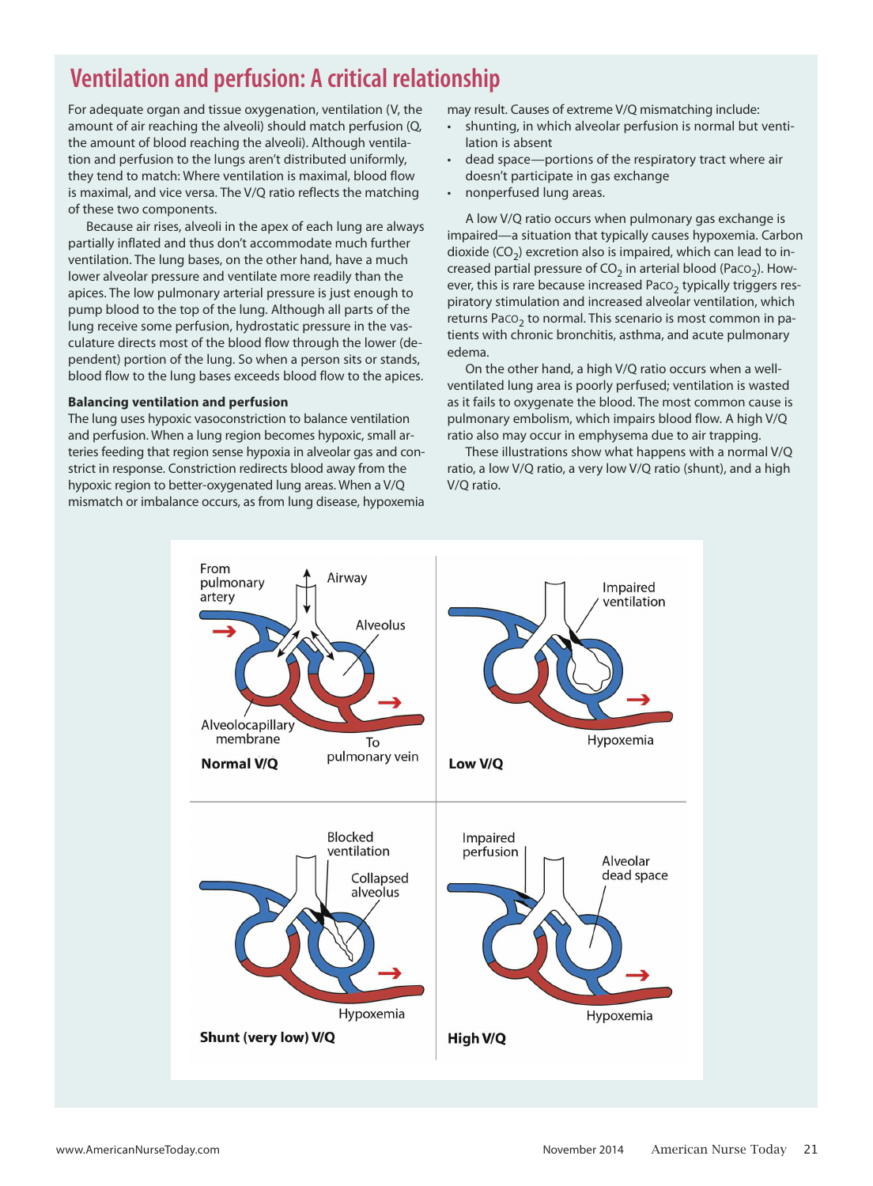## Ventilation and perfusion: A critical relationship

For adequate organ and tissue oxygenation, ventilation (V, the amount of air reaching the alveoli) should match perfusion (Q, the amount of blood reaching the alveoli). Although ventilation and perfusion to the lungs aren't distributed uniformly, they tend to match: Where ventilation is maximal, blood flow is maximal, and vice versa. The V/Q ratio reflects the matching of these two components.

Because air rises, alveoli in the apex of each lung are always partially inflated and thus don't accommodate much further ventilation. The lung bases, on the other hand, have a much lower alveolar pressure and ventilate more readily than the apices. The low pulmonary arterial pressure is just enough to pump blood to the top of the lung. Although all parts of the lung receive some perfusion, hydrostatic pressure in the vasculature directs most of the blood flow through the lower (dependent) portion of the lung. So when a person sits or stands, blood flow to the lung bases exceeds blood flow to the apices.

**Balancing ventilation and perfusion**

The lung uses hypoxic vasoconstriction to balance ventilation and perfusion. When a lung region becomes hypoxic, small arteries feeding that region sense hypoxia in alveolar gas and constrict in response. Constriction redirects blood away from the hypoxic region to better-oxygenated lung areas. When a V/Q mismatch or imbalance occurs, as from lung disease, hypoxemia may result. Causes of extreme V/Q mismatching include:

- shunting, in which alveolar perfusion is normal but ventilation is absent
- dead space—portions of the respiratory tract where air doesn't participate in gas exchange
- nonperfused lung areas.

A low V/Q ratio occurs when pulmonary gas exchange is impaired—a situation that typically causes hypoxemia. Carbon dioxide ($CO_2$) excretion also is impaired, which can lead to increased partial pressure of $CO_2$ in arterial blood ($PaCO_2$). However, this is rare because increased $PaCO_2$ typically triggers respiratory stimulation and increased alveolar ventilation, which returns $PaCO_2$ to normal. This scenario is most common in patients with chronic bronchitis, asthma, and acute pulmonary edema.

On the other hand, a high V/Q ratio occurs when a well-ventilated lung area is poorly perfused; ventilation is wasted as it fails to oxygenate the blood. The most common cause is pulmonary embolism, which impairs blood flow. A high V/Q ratio also may occur in emphysema due to air trapping.

These illustrations show what happens with a normal V/Q ratio, a low V/Q ratio, a very low V/Q ratio (shunt), and a high V/Q ratio.

**Normal V/Q** — From pulmonary artery; Airway; Alveolus; Alveolocapillary membrane; To pulmonary vein

**Low V/Q** — Impaired ventilation; Hypoxemia

**Shunt (very low) V/Q** — Blocked ventilation; Collapsed alveolus; Hypoxemia

**High V/Q** — Impaired perfusion; Alveolar dead space; Hypoxemia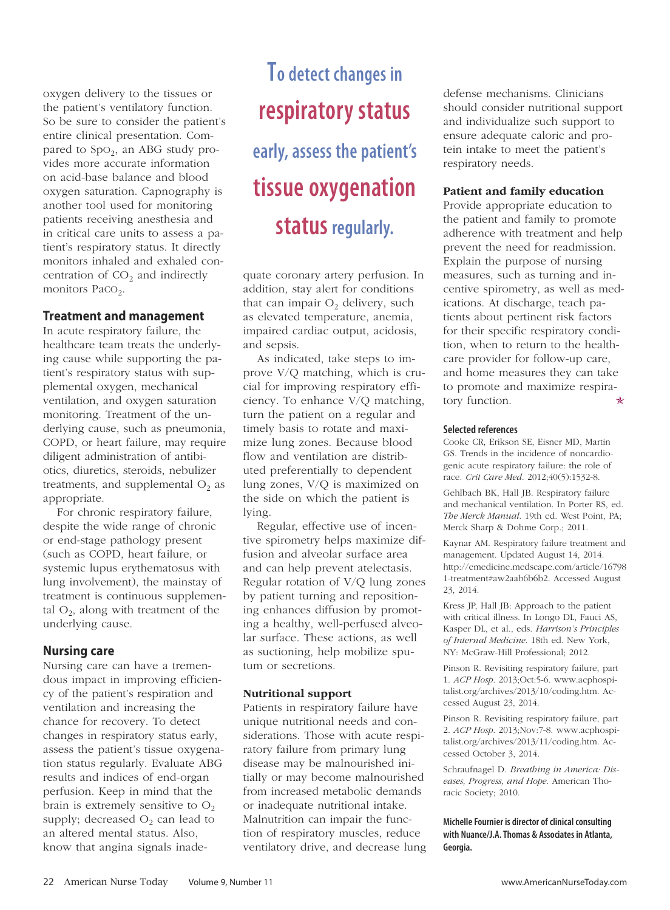oxygen delivery to the tissues or the patient's ventilatory function. So be sure to consider the patient's entire clinical presentation. Compared to $SpO_2$, an ABG study provides more accurate information on acid-base balance and blood oxygen saturation. Capnography is another tool used for monitoring patients receiving anesthesia and in critical care units to assess a patient's respiratory status. It directly monitors inhaled and exhaled concentration of $CO_2$ and indirectly monitors $PaCO_2$.

## Treatment and management

In acute respiratory failure, the healthcare team treats the underlying cause while supporting the patient's respiratory status with supplemental oxygen, mechanical ventilation, and oxygen saturation monitoring. Treatment of the underlying cause, such as pneumonia, COPD, or heart failure, may require diligent administration of antibiotics, diuretics, steroids, nebulizer treatments, and supplemental $O_2$ as appropriate.

For chronic respiratory failure, despite the wide range of chronic or end-stage pathology present (such as COPD, heart failure, or systemic lupus erythematosus with lung involvement), the mainstay of treatment is continuous supplemental $O_2$, along with treatment of the underlying cause.

## Nursing care

Nursing care can have a tremendous impact in improving efficiency of the patient's respiration and ventilation and increasing the chance for recovery. To detect changes in respiratory status early, assess the patient's tissue oxygenation status regularly. Evaluate ABG results and indices of end-organ perfusion. Keep in mind that the brain is extremely sensitive to $O_2$ supply; decreased $O_2$ can lead to an altered mental status. Also, know that angina signals inadequate coronary artery perfusion. In addition, stay alert for conditions that can impair $O_2$ delivery, such as elevated temperature, anemia, impaired cardiac output, acidosis, and sepsis.

> **To detect changes in respiratory status early, assess the patient's tissue oxygenation status regularly.**

As indicated, take steps to improve V/Q matching, which is crucial for improving respiratory efficiency. To enhance V/Q matching, turn the patient on a regular and timely basis to rotate and maximize lung zones. Because blood flow and ventilation are distributed preferentially to dependent lung zones, V/Q is maximized on the side on which the patient is lying.

Regular, effective use of incentive spirometry helps maximize diffusion and alveolar surface area and can help prevent atelectasis. Regular rotation of V/Q lung zones by patient turning and repositioning enhances diffusion by promoting a healthy, well-perfused alveolar surface. These actions, as well as suctioning, help mobilize sputum or secretions.

### Nutritional support

Patients in respiratory failure have unique nutritional needs and considerations. Those with acute respiratory failure from primary lung disease may be malnourished initially or may become malnourished from increased metabolic demands or inadequate nutritional intake. Malnutrition can impair the function of respiratory muscles, reduce ventilatory drive, and decrease lung defense mechanisms. Clinicians should consider nutritional support and individualize such support to ensure adequate caloric and protein intake to meet the patient's respiratory needs.

### Patient and family education

Provide appropriate education to the patient and family to promote adherence with treatment and help prevent the need for readmission. Explain the purpose of nursing measures, such as turning and incentive spirometry, as well as medications. At discharge, teach patients about pertinent risk factors for their specific respiratory condition, when to return to the healthcare provider for follow-up care, and home measures they can take to promote and maximize respiratory function. ★

#### Selected references

Cooke CR, Erikson SE, Eisner MD, Martin GS. Trends in the incidence of noncardiogenic acute respiratory failure: the role of race. *Crit Care Med*. 2012;40(5):1532-8.

Gehlbach BK, Hall JB. Respiratory failure and mechanical ventilation. In Porter RS, ed. *The Merck Manual*. 19th ed. West Point, PA; Merck Sharp & Dohme Corp.; 2011.

Kaynar AM. Respiratory failure treatment and management. Updated August 14, 2014. http://emedicine.medscape.com/article/167981-treatment#aw2aab6b6b2. Accessed August 23, 2014.

Kress JP, Hall JB: Approach to the patient with critical illness. In Longo DL, Fauci AS, Kasper DL, et al., eds. *Harrison's Principles of Internal Medicine*. 18th ed. New York, NY: McGraw-Hill Professional; 2012.

Pinson R. Revisiting respiratory failure, part 1. *ACP Hosp*. 2013;Oct:5-6. www.acphospitalist.org/archives/2013/10/coding.htm. Accessed August 23, 2014.

Pinson R. Revisiting respiratory failure, part 2. *ACP Hosp*. 2013;Nov:7-8. www.acphospitalist.org/archives/2013/11/coding.htm. Accessed October 3, 2014.

Schraufnagel D. *Breathing in America: Diseases, Progress, and Hope*. American Thoracic Society; 2010.

**Michelle Fournier is director of clinical consulting with Nuance/J.A. Thomas & Associates in Atlanta, Georgia.**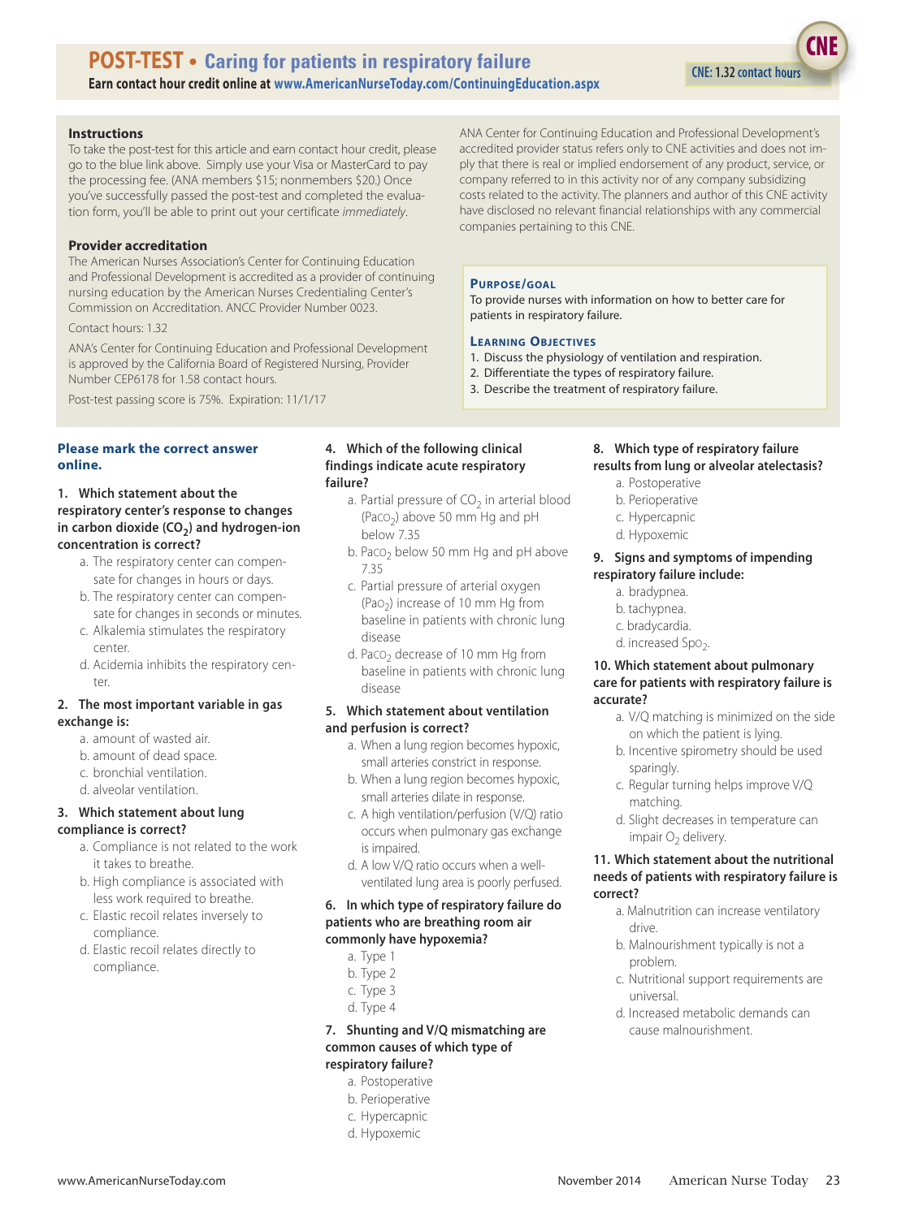# POST-TEST • Caring for patients in respiratory failure

**Earn contact hour credit online at www.AmericanNurseToday.com/ContinuingEducation.aspx**

CNE

CNE: 1.32 contact hours

### Instructions

To take the post-test for this article and earn contact hour credit, please go to the blue link above. Simply use your Visa or MasterCard to pay the processing fee. (ANA members $15; nonmembers $20.) Once you've successfully passed the post-test and completed the evaluation form, you'll be able to print out your certificate *immediately*.

### Provider accreditation

The American Nurses Association's Center for Continuing Education and Professional Development is accredited as a provider of continuing nursing education by the American Nurses Credentialing Center's Commission on Accreditation. ANCC Provider Number 0023.

Contact hours: 1.32

ANA's Center for Continuing Education and Professional Development is approved by the California Board of Registered Nursing, Provider Number CEP6178 for 1.58 contact hours.

Post-test passing score is 75%. Expiration: 11/1/17

ANA Center for Continuing Education and Professional Development's accredited provider status refers only to CNE activities and does not imply that there is real or implied endorsement of any product, service, or company referred to in this activity nor of any company subsidizing costs related to the activity. The planners and author of this CNE activity have disclosed no relevant financial relationships with any commercial companies pertaining to this CNE.

### Purpose/goal

To provide nurses with information on how to better care for patients in respiratory failure.

### Learning Objectives

1. Discuss the physiology of ventilation and respiration.
2. Differentiate the types of respiratory failure.
3. Describe the treatment of respiratory failure.

**Please mark the correct answer online.**

**1. Which statement about the respiratory center's response to changes in carbon dioxide ($CO_2$) and hydrogen-ion concentration is correct?**

a. The respiratory center can compensate for changes in hours or days.
b. The respiratory center can compensate for changes in seconds or minutes.
c. Alkalemia stimulates the respiratory center.
d. Acidemia inhibits the respiratory center.

**2. The most important variable in gas exchange is:**

a. amount of wasted air.
b. amount of dead space.
c. bronchial ventilation.
d. alveolar ventilation.

**3. Which statement about lung compliance is correct?**

a. Compliance is not related to the work it takes to breathe.
b. High compliance is associated with less work required to breathe.
c. Elastic recoil relates inversely to compliance.
d. Elastic recoil relates directly to compliance.

**4. Which of the following clinical findings indicate acute respiratory failure?**

a. Partial pressure of $CO_2$ in arterial blood ($Paco_2$) above 50 mm Hg and pH below 7.35
b. $Paco_2$ below 50 mm Hg and pH above 7.35
c. Partial pressure of arterial oxygen ($Pao_2$) increase of 10 mm Hg from baseline in patients with chronic lung disease
d. $Paco_2$ decrease of 10 mm Hg from baseline in patients with chronic lung disease

**5. Which statement about ventilation and perfusion is correct?**

a. When a lung region becomes hypoxic, small arteries constrict in response.
b. When a lung region becomes hypoxic, small arteries dilate in response.
c. A high ventilation/perfusion (V/Q) ratio occurs when pulmonary gas exchange is impaired.
d. A low V/Q ratio occurs when a well-ventilated lung area is poorly perfused.

**6. In which type of respiratory failure do patients who are breathing room air commonly have hypoxemia?**

a. Type 1
b. Type 2
c. Type 3
d. Type 4

**7. Shunting and V/Q mismatching are common causes of which type of respiratory failure?**

a. Postoperative
b. Perioperative
c. Hypercapnic
d. Hypoxemic

**8. Which type of respiratory failure results from lung or alveolar atelectasis?**

a. Postoperative
b. Perioperative
c. Hypercapnic
d. Hypoxemic

**9. Signs and symptoms of impending respiratory failure include:**

a. bradypnea.
b. tachypnea.
c. bradycardia.
d. increased $Spo_2$.

**10. Which statement about pulmonary care for patients with respiratory failure is accurate?**

a. V/Q matching is minimized on the side on which the patient is lying.
b. Incentive spirometry should be used sparingly.
c. Regular turning helps improve V/Q matching.
d. Slight decreases in temperature can impair $O_2$ delivery.

**11. Which statement about the nutritional needs of patients with respiratory failure is correct?**

a. Malnutrition can increase ventilatory drive.
b. Malnourishment typically is not a problem.
c. Nutritional support requirements are universal.
d. Increased metabolic demands can cause malnourishment.